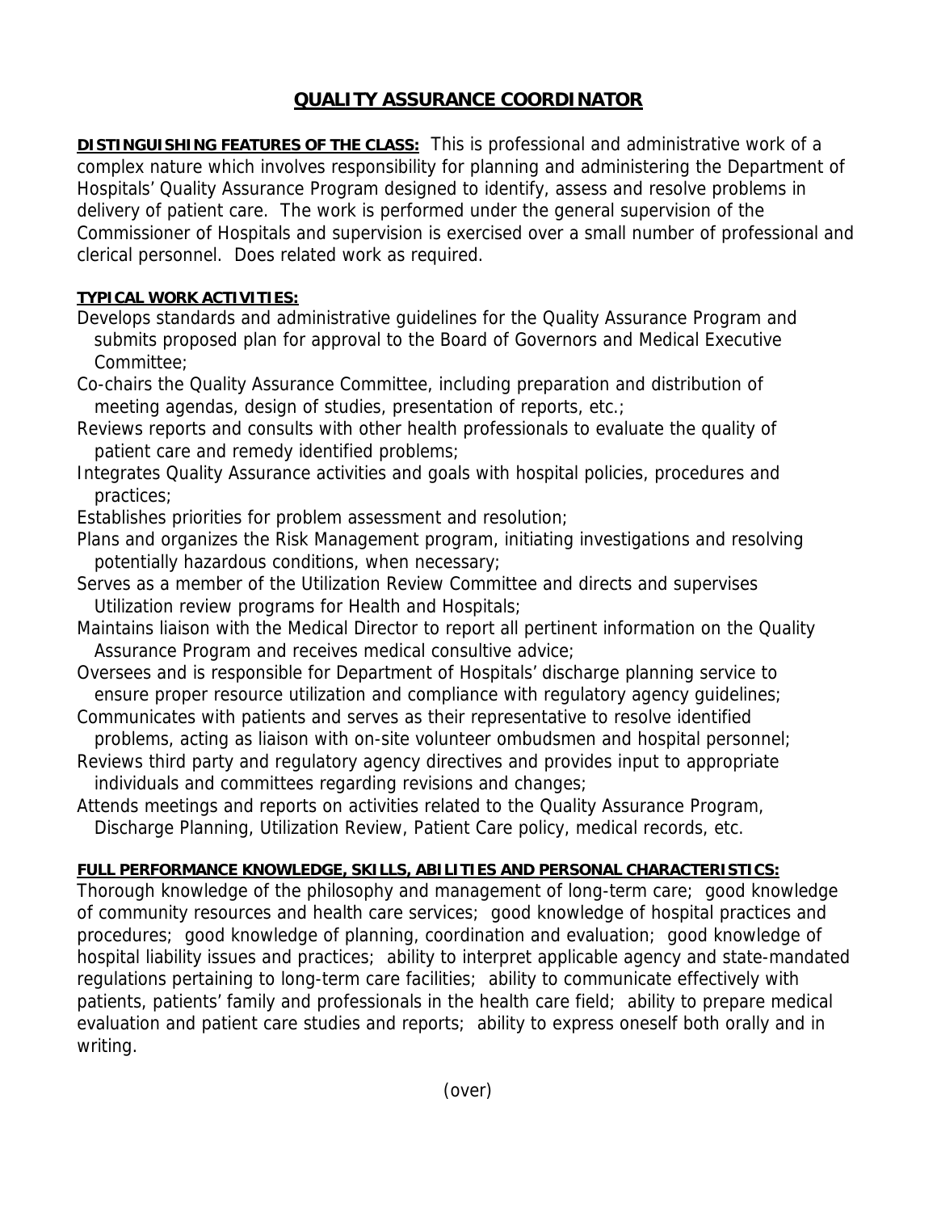# QUALITY ASSURANCE COORDINATOR

**DISTINGUISHING FEATURES OF THE CLASS:** This is professional and administrative work of a complex nature which involves responsibility for planning and administering the Department of Hospitals' Quality Assurance Program designed to identify, assess and resolve problems in delivery of patient care. The work is performed under the general supervision of the Commissioner of Hospitals and supervision is exercised over a small number of professional and clerical personnel. Does related work as required.

**TYPICAL WORK ACTIVITIES:**

Develops standards and administrative guidelines for the Quality Assurance Program and submits proposed plan for approval to the Board of Governors and Medical Executive Committee;

Co-chairs the Quality Assurance Committee, including preparation and distribution of meeting agendas, design of studies, presentation of reports, etc.;

Reviews reports and consults with other health professionals to evaluate the quality of patient care and remedy identified problems;

Integrates Quality Assurance activities and goals with hospital policies, procedures and practices;

Establishes priorities for problem assessment and resolution;

Plans and organizes the Risk Management program, initiating investigations and resolving potentially hazardous conditions, when necessary;

Serves as a member of the Utilization Review Committee and directs and supervises Utilization review programs for Health and Hospitals;

Maintains liaison with the Medical Director to report all pertinent information on the Quality Assurance Program and receives medical consultive advice;

Oversees and is responsible for Department of Hospitals' discharge planning service to ensure proper resource utilization and compliance with regulatory agency guidelines;

Communicates with patients and serves as their representative to resolve identified problems, acting as liaison with on-site volunteer ombudsmen and hospital personnel;

Reviews third party and regulatory agency directives and provides input to appropriate individuals and committees regarding revisions and changes;

Attends meetings and reports on activities related to the Quality Assurance Program, Discharge Planning, Utilization Review, Patient Care policy, medical records, etc.

**FULL PERFORMANCE KNOWLEDGE, SKILLS, ABILITIES AND PERSONAL CHARACTERISTICS:**

Thorough knowledge of the philosophy and management of long-term care; good knowledge of community resources and health care services; good knowledge of hospital practices and procedures; good knowledge of planning, coordination and evaluation; good knowledge of hospital liability issues and practices; ability to interpret applicable agency and state-mandated regulations pertaining to long-term care facilities; ability to communicate effectively with patients, patients' family and professionals in the health care field; ability to prepare medical evaluation and patient care studies and reports; ability to express oneself both orally and in writing.

(over)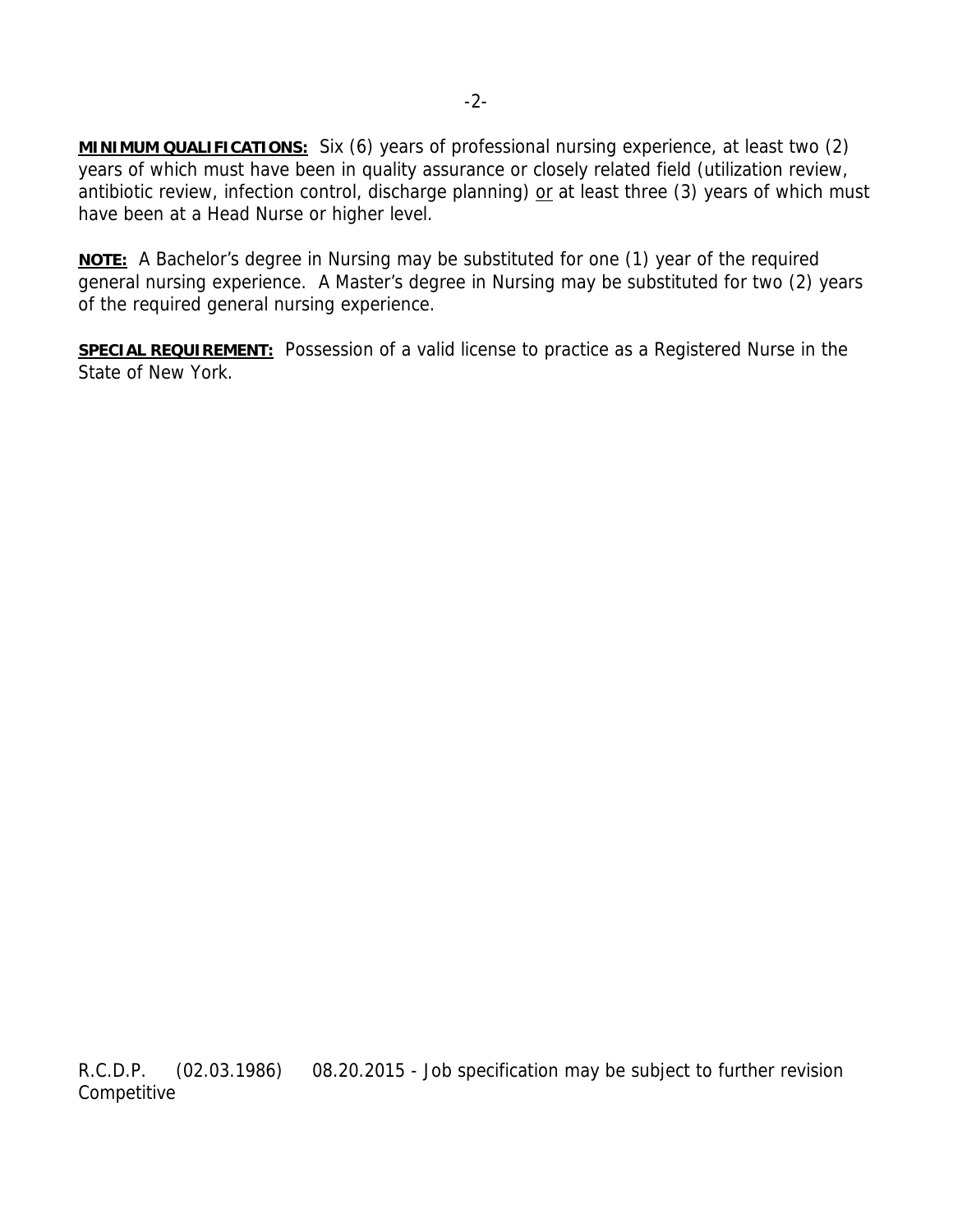**MINIMUM QUALIFICATIONS:** Six (6) years of professional nursing experience, at least two (2) years of which must have been in quality assurance or closely related field (utilization review, antibiotic review, infection control, discharge planning) or at least three (3) years of which must have been at a Head Nurse or higher level.

**NOTE:** A Bachelor's degree in Nursing may be substituted for one (1) year of the required general nursing experience. A Master's degree in Nursing may be substituted for two (2) years of the required general nursing experience.

**SPECIAL REQUIREMENT:** Possession of a valid license to practice as a Registered Nurse in the State of New York.

R.C.D.P. (02.03.1986) 08.20.2015 - Job specification may be subject to further revision
Competitive